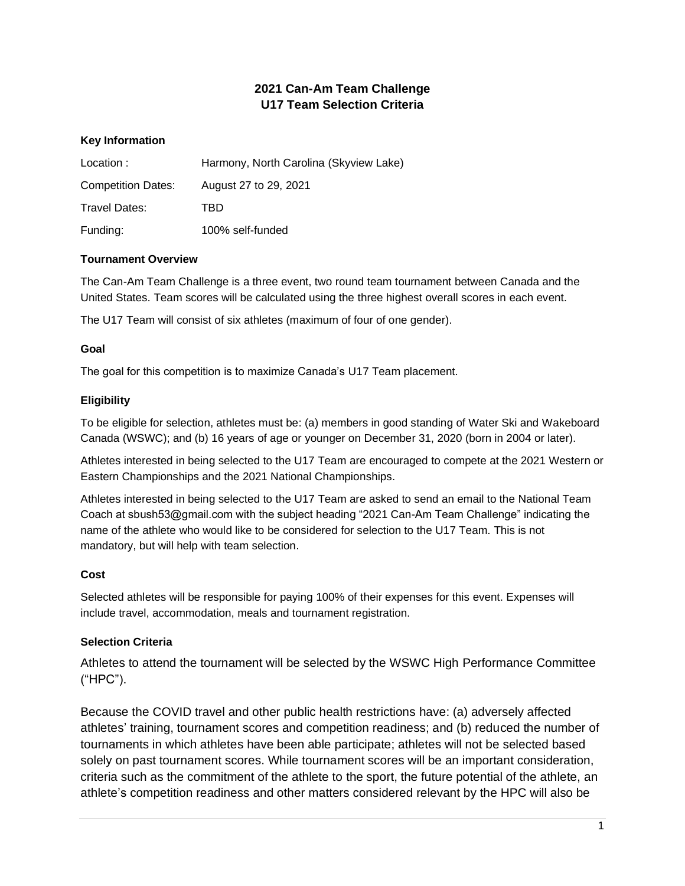# 2021 Can-Am Team Challenge
# U17 Team Selection Criteria

### Key Information

| | |
|---|---|
| Location : | Harmony, North Carolina (Skyview Lake) |
| Competition Dates: | August 27 to 29, 2021 |
| Travel Dates: | TBD |
| Funding: | 100% self-funded |

### Tournament Overview

The Can-Am Team Challenge is a three event, two round team tournament between Canada and the United States. Team scores will be calculated using the three highest overall scores in each event.

The U17 Team will consist of six athletes (maximum of four of one gender).

### Goal

The goal for this competition is to maximize Canada's U17 Team placement.

### Eligibility

To be eligible for selection, athletes must be: (a) members in good standing of Water Ski and Wakeboard Canada (WSWC); and (b) 16 years of age or younger on December 31, 2020 (born in 2004 or later).

Athletes interested in being selected to the U17 Team are encouraged to compete at the 2021 Western or Eastern Championships and the 2021 National Championships.

Athletes interested in being selected to the U17 Team are asked to send an email to the National Team Coach at sbush53@gmail.com with the subject heading "2021 Can-Am Team Challenge" indicating the name of the athlete who would like to be considered for selection to the U17 Team. This is not mandatory, but will help with team selection.

### Cost

Selected athletes will be responsible for paying 100% of their expenses for this event. Expenses will include travel, accommodation, meals and tournament registration.

### Selection Criteria

Athletes to attend the tournament will be selected by the WSWC High Performance Committee ("HPC").

Because the COVID travel and other public health restrictions have: (a) adversely affected athletes' training, tournament scores and competition readiness; and (b) reduced the number of tournaments in which athletes have been able participate; athletes will not be selected based solely on past tournament scores. While tournament scores will be an important consideration, criteria such as the commitment of the athlete to the sport, the future potential of the athlete, an athlete's competition readiness and other matters considered relevant by the HPC will also be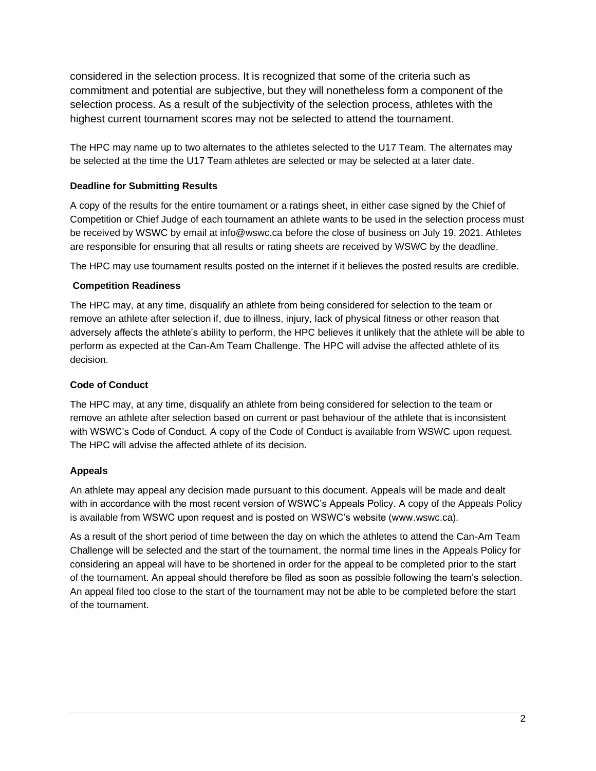considered in the selection process. It is recognized that some of the criteria such as commitment and potential are subjective, but they will nonetheless form a component of the selection process. As a result of the subjectivity of the selection process, athletes with the highest current tournament scores may not be selected to attend the tournament.

The HPC may name up to two alternates to the athletes selected to the U17 Team. The alternates may be selected at the time the U17 Team athletes are selected or may be selected at a later date.

**Deadline for Submitting Results**

A copy of the results for the entire tournament or a ratings sheet, in either case signed by the Chief of Competition or Chief Judge of each tournament an athlete wants to be used in the selection process must be received by WSWC by email at info@wswc.ca before the close of business on July 19, 2021. Athletes are responsible for ensuring that all results or rating sheets are received by WSWC by the deadline.

The HPC may use tournament results posted on the internet if it believes the posted results are credible.

**Competition Readiness**

The HPC may, at any time, disqualify an athlete from being considered for selection to the team or remove an athlete after selection if, due to illness, injury, lack of physical fitness or other reason that adversely affects the athlete's ability to perform, the HPC believes it unlikely that the athlete will be able to perform as expected at the Can-Am Team Challenge. The HPC will advise the affected athlete of its decision.

**Code of Conduct**

The HPC may, at any time, disqualify an athlete from being considered for selection to the team or remove an athlete after selection based on current or past behaviour of the athlete that is inconsistent with WSWC's Code of Conduct. A copy of the Code of Conduct is available from WSWC upon request. The HPC will advise the affected athlete of its decision.

**Appeals**

An athlete may appeal any decision made pursuant to this document. Appeals will be made and dealt with in accordance with the most recent version of WSWC's Appeals Policy. A copy of the Appeals Policy is available from WSWC upon request and is posted on WSWC's website (www.wswc.ca).

As a result of the short period of time between the day on which the athletes to attend the Can-Am Team Challenge will be selected and the start of the tournament, the normal time lines in the Appeals Policy for considering an appeal will have to be shortened in order for the appeal to be completed prior to the start of the tournament. An appeal should therefore be filed as soon as possible following the team's selection. An appeal filed too close to the start of the tournament may not be able to be completed before the start of the tournament.